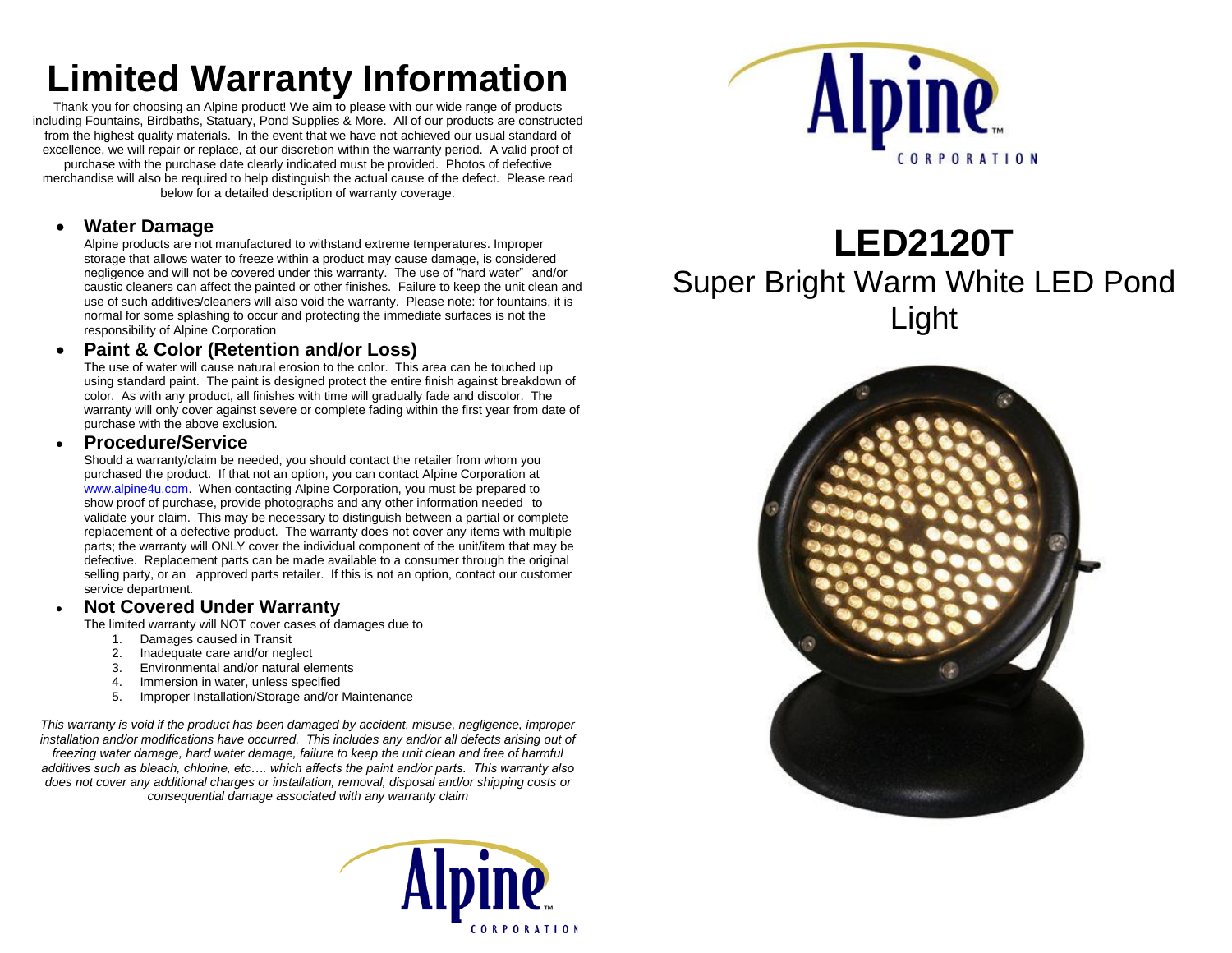# Limited Warranty Information

Thank you for choosing an Alpine product! We aim to please with our wide range of products including Fountains, Birdbaths, Statuary, Pond Supplies & More. All of our products are constructed from the highest quality materials. In the event that we have not achieved our usual standard of excellence, we will repair or replace, at our discretion within the warranty period. A valid proof of purchase with the purchase date clearly indicated must be provided. Photos of defective merchandise will also be required to help distinguish the actual cause of the defect. Please read below for a detailed description of warranty coverage.

- **Water Damage**
  Alpine products are not manufactured to withstand extreme temperatures. Improper storage that allows water to freeze within a product may cause damage, is considered negligence and will not be covered under this warranty. The use of "hard water" and/or caustic cleaners can affect the painted or other finishes. Failure to keep the unit clean and use of such additives/cleaners will also void the warranty. Please note: for fountains, it is normal for some splashing to occur and protecting the immediate surfaces is not the responsibility of Alpine Corporation

- **Paint & Color (Retention and/or Loss)**
  The use of water will cause natural erosion to the color. This area can be touched up using standard paint. The paint is designed protect the entire finish against breakdown of color. As with any product, all finishes with time will gradually fade and discolor. The warranty will only cover against severe or complete fading within the first year from date of purchase with the above exclusion.

- **Procedure/Service**
  Should a warranty/claim be needed, you should contact the retailer from whom you purchased the product. If that not an option, you can contact Alpine Corporation at www.alpine4u.com. When contacting Alpine Corporation, you must be prepared to show proof of purchase, provide photographs and any other information needed to validate your claim. This may be necessary to distinguish between a partial or complete replacement of a defective product. The warranty does not cover any items with multiple parts; the warranty will ONLY cover the individual component of the unit/item that may be defective. Replacement parts can be made available to a consumer through the original selling party, or an approved parts retailer. If this is not an option, contact our customer service department.

- **Not Covered Under Warranty**
  The limited warranty will NOT cover cases of damages due to
  1. Damages caused in Transit
  2. Inadequate care and/or neglect
  3. Environmental and/or natural elements
  4. Immersion in water, unless specified
  5. Improper Installation/Storage and/or Maintenance

*This warranty is void if the product has been damaged by accident, misuse, negligence, improper installation and/or modifications have occurred. This includes any and/or all defects arising out of freezing water damage, hard water damage, failure to keep the unit clean and free of harmful additives such as bleach, chlorine, etc…. which affects the paint and/or parts. This warranty also does not cover any additional charges or installation, removal, disposal and/or shipping costs or consequential damage associated with any warranty claim*

Alpine™ CORPORATION

Alpine™ CORPORATION

# LED2120T

## Super Bright Warm White LED Pond Light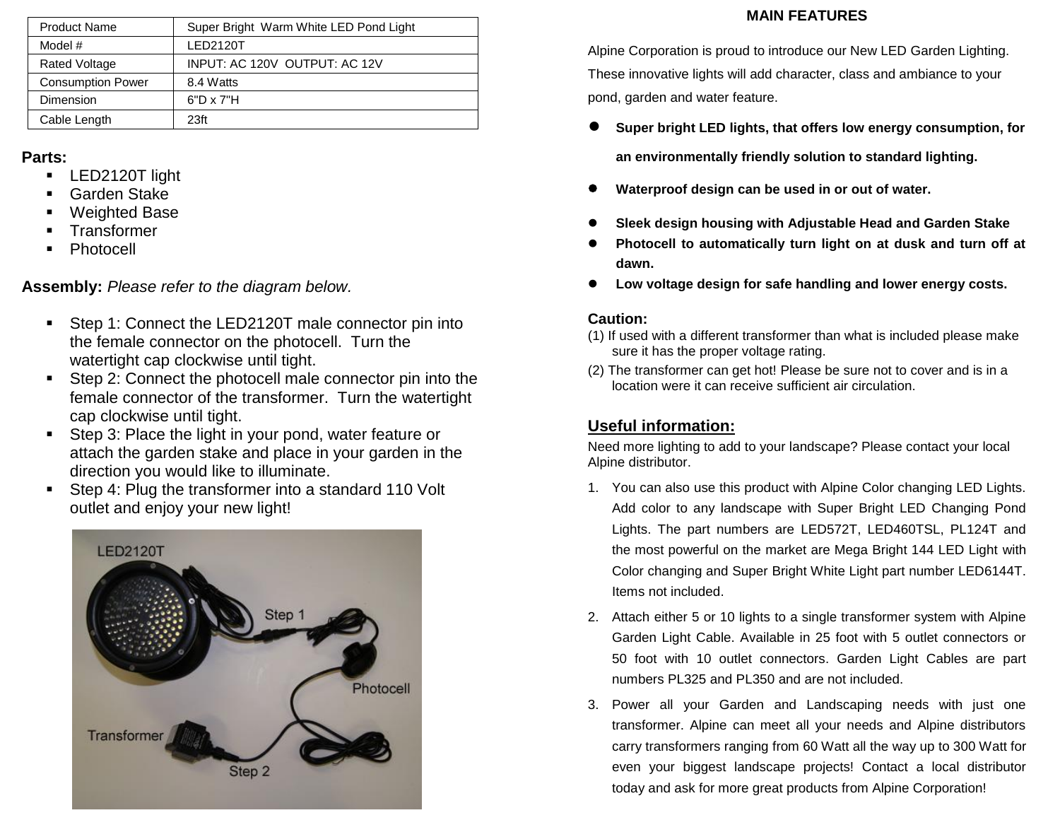| | |
|---|---|
| Product Name | Super Bright Warm White LED Pond Light |
| Model # | LED2120T |
| Rated Voltage | INPUT: AC 120V OUTPUT: AC 12V |
| Consumption Power | 8.4 Watts |
| Dimension | 6"D x 7"H |
| Cable Length | 23ft |

**Parts:**

- LED2120T light
- Garden Stake
- Weighted Base
- Transformer
- Photocell

**Assembly:** *Please refer to the diagram below.*

- Step 1: Connect the LED2120T male connector pin into the female connector on the photocell. Turn the watertight cap clockwise until tight.
- Step 2: Connect the photocell male connector pin into the female connector of the transformer. Turn the watertight cap clockwise until tight.
- Step 3: Place the light in your pond, water feature or attach the garden stake and place in your garden in the direction you would like to illuminate.
- Step 4: Plug the transformer into a standard 110 Volt outlet and enjoy your new light!

LED2120T

Step 1

Photocell

Transformer

Step 2

## MAIN FEATURES

Alpine Corporation is proud to introduce our New LED Garden Lighting. These innovative lights will add character, class and ambiance to your pond, garden and water feature.

- **Super bright LED lights, that offers low energy consumption, for an environmentally friendly solution to standard lighting.**
- **Waterproof design can be used in or out of water.**
- **Sleek design housing with Adjustable Head and Garden Stake**
- **Photocell to automatically turn light on at dusk and turn off at dawn.**
- **Low voltage design for safe handling and lower energy costs.**

**Caution:**

(1) If used with a different transformer than what is included please make sure it has the proper voltage rating.

(2) The transformer can get hot! Please be sure not to cover and is in a location were it can receive sufficient air circulation.

**Useful information:**

Need more lighting to add to your landscape? Please contact your local Alpine distributor.

1. You can also use this product with Alpine Color changing LED Lights. Add color to any landscape with Super Bright LED Changing Pond Lights. The part numbers are LED572T, LED460TSL, PL124T and the most powerful on the market are Mega Bright 144 LED Light with Color changing and Super Bright White Light part number LED6144T. Items not included.
2. Attach either 5 or 10 lights to a single transformer system with Alpine Garden Light Cable. Available in 25 foot with 5 outlet connectors or 50 foot with 10 outlet connectors. Garden Light Cables are part numbers PL325 and PL350 and are not included.
3. Power all your Garden and Landscaping needs with just one transformer. Alpine can meet all your needs and Alpine distributors carry transformers ranging from 60 Watt all the way up to 300 Watt for even your biggest landscape projects! Contact a local distributor today and ask for more great products from Alpine Corporation!